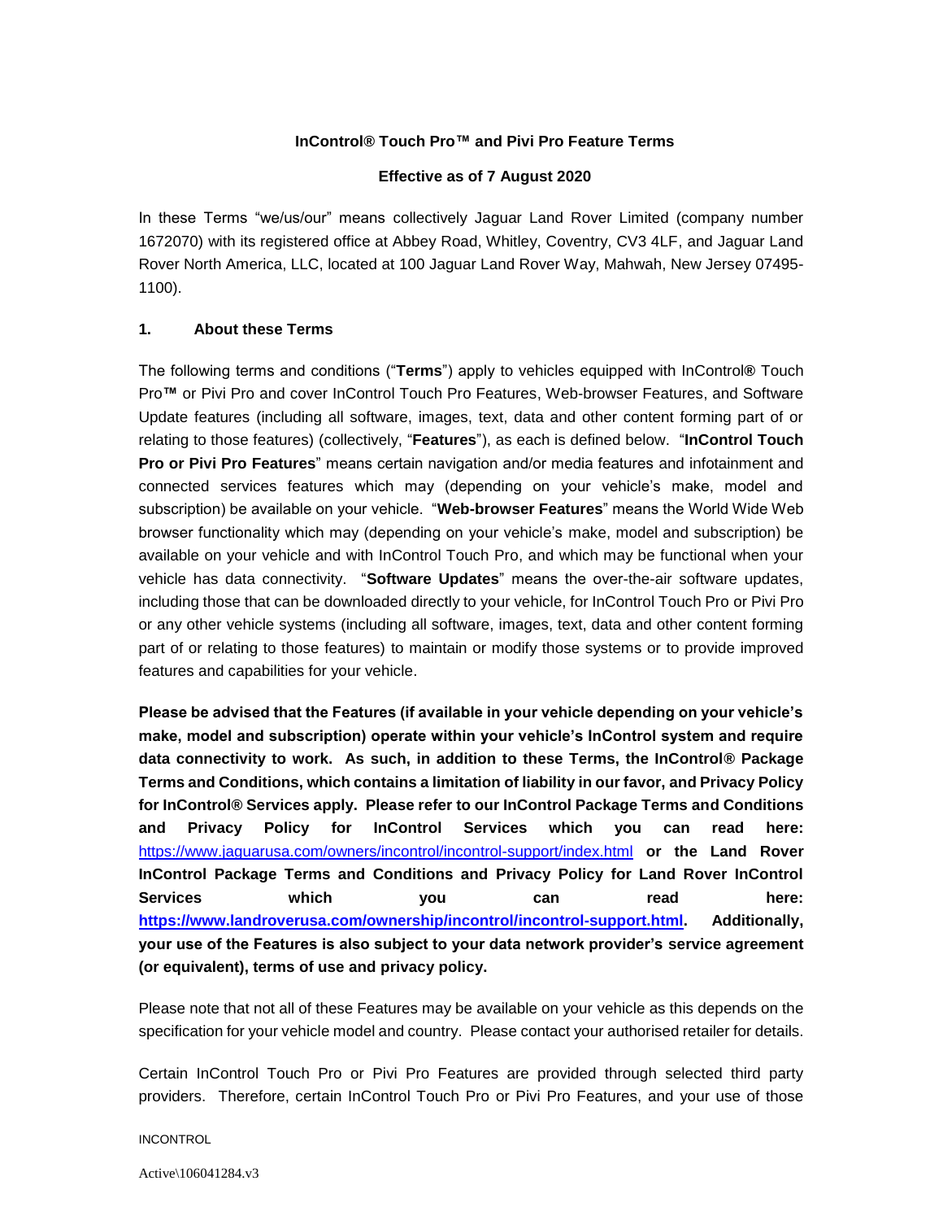# InControl® Touch Pro™ and Pivi Pro Feature Terms

**Effective as of 7 August 2020**

In these Terms "we/us/our" means collectively Jaguar Land Rover Limited (company number 1672070) with its registered office at Abbey Road, Whitley, Coventry, CV3 4LF, and Jaguar Land Rover North America, LLC, located at 100 Jaguar Land Rover Way, Mahwah, New Jersey 07495-1100).

## 1. About these Terms

The following terms and conditions ("**Terms**") apply to vehicles equipped with InControl**®** Touch Pro**™** or Pivi Pro and cover InControl Touch Pro Features, Web-browser Features, and Software Update features (including all software, images, text, data and other content forming part of or relating to those features) (collectively, "**Features**"), as each is defined below. "**InControl Touch Pro or Pivi Pro Features**" means certain navigation and/or media features and infotainment and connected services features which may (depending on your vehicle's make, model and subscription) be available on your vehicle. "**Web-browser Features**" means the World Wide Web browser functionality which may (depending on your vehicle's make, model and subscription) be available on your vehicle and with InControl Touch Pro, and which may be functional when your vehicle has data connectivity. "**Software Updates**" means the over-the-air software updates, including those that can be downloaded directly to your vehicle, for InControl Touch Pro or Pivi Pro or any other vehicle systems (including all software, images, text, data and other content forming part of or relating to those features) to maintain or modify those systems or to provide improved features and capabilities for your vehicle.

**Please be advised that the Features (if available in your vehicle depending on your vehicle's make, model and subscription) operate within your vehicle's InControl system and require data connectivity to work. As such, in addition to these Terms, the InControl® Package Terms and Conditions, which contains a limitation of liability in our favor, and Privacy Policy for InControl® Services apply. Please refer to our InControl Package Terms and Conditions and Privacy Policy for InControl Services which you can read here:** https://www.jaguarusa.com/owners/incontrol/incontrol-support/index.html **or the Land Rover InControl Package Terms and Conditions and Privacy Policy for Land Rover InControl Services which you can read here:** **https://www.landroverusa.com/ownership/incontrol/incontrol-support.html. Additionally, your use of the Features is also subject to your data network provider's service agreement (or equivalent), terms of use and privacy policy.**

Please note that not all of these Features may be available on your vehicle as this depends on the specification for your vehicle model and country. Please contact your authorised retailer for details.

Certain InControl Touch Pro or Pivi Pro Features are provided through selected third party providers. Therefore, certain InControl Touch Pro or Pivi Pro Features, and your use of those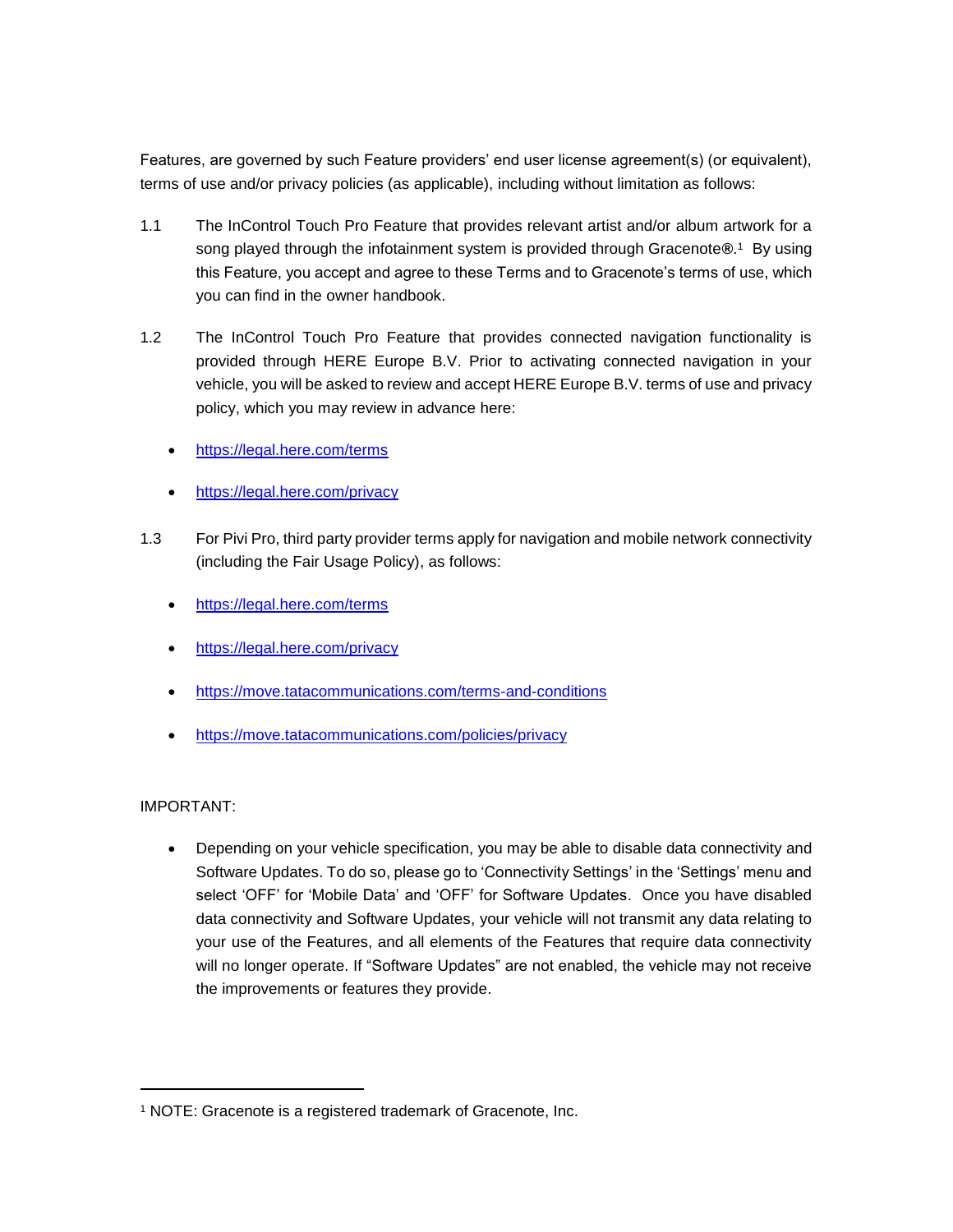Features, are governed by such Feature providers' end user license agreement(s) (or equivalent), terms of use and/or privacy policies (as applicable), including without limitation as follows:

1.1 The InControl Touch Pro Feature that provides relevant artist and/or album artwork for a song played through the infotainment system is provided through Gracenote®.[1] By using this Feature, you accept and agree to these Terms and to Gracenote's terms of use, which you can find in the owner handbook.

1.2 The InControl Touch Pro Feature that provides connected navigation functionality is provided through HERE Europe B.V. Prior to activating connected navigation in your vehicle, you will be asked to review and accept HERE Europe B.V. terms of use and privacy policy, which you may review in advance here:

- https://legal.here.com/terms
- https://legal.here.com/privacy

1.3 For Pivi Pro, third party provider terms apply for navigation and mobile network connectivity (including the Fair Usage Policy), as follows:

- https://legal.here.com/terms
- https://legal.here.com/privacy
- https://move.tatacommunications.com/terms-and-conditions
- https://move.tatacommunications.com/policies/privacy

IMPORTANT:

- Depending on your vehicle specification, you may be able to disable data connectivity and Software Updates. To do so, please go to 'Connectivity Settings' in the 'Settings' menu and select 'OFF' for 'Mobile Data' and 'OFF' for Software Updates. Once you have disabled data connectivity and Software Updates, your vehicle will not transmit any data relating to your use of the Features, and all elements of the Features that require data connectivity will no longer operate. If "Software Updates" are not enabled, the vehicle may not receive the improvements or features they provide.

[1] NOTE: Gracenote is a registered trademark of Gracenote, Inc.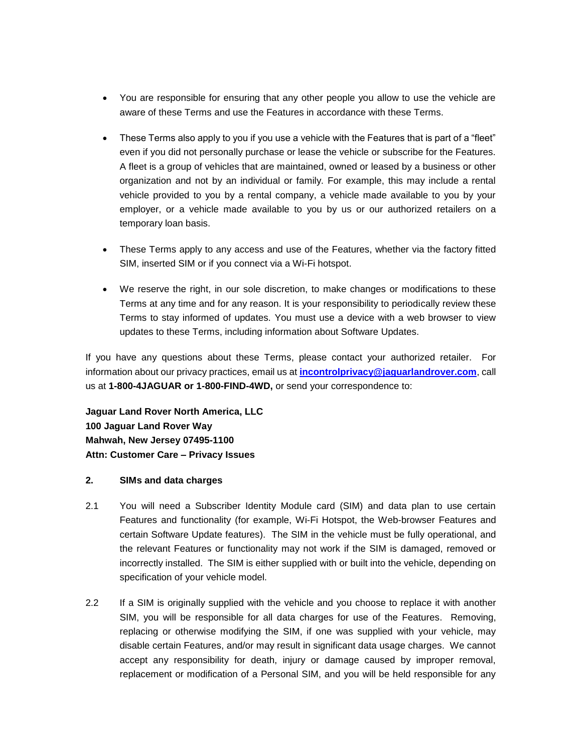- You are responsible for ensuring that any other people you allow to use the vehicle are aware of these Terms and use the Features in accordance with these Terms.

- These Terms also apply to you if you use a vehicle with the Features that is part of a "fleet" even if you did not personally purchase or lease the vehicle or subscribe for the Features. A fleet is a group of vehicles that are maintained, owned or leased by a business or other organization and not by an individual or family. For example, this may include a rental vehicle provided to you by a rental company, a vehicle made available to you by your employer, or a vehicle made available to you by us or our authorized retailers on a temporary loan basis.

- These Terms apply to any access and use of the Features, whether via the factory fitted SIM, inserted SIM or if you connect via a Wi-Fi hotspot.

- We reserve the right, in our sole discretion, to make changes or modifications to these Terms at any time and for any reason. It is your responsibility to periodically review these Terms to stay informed of updates. You must use a device with a web browser to view updates to these Terms, including information about Software Updates.

If you have any questions about these Terms, please contact your authorized retailer. For information about our privacy practices, email us at **incontrolprivacy@jaguarlandrover.com**, call us at **1-800-4JAGUAR or 1-800-FIND-4WD,** or send your correspondence to:

**Jaguar Land Rover North America, LLC**
**100 Jaguar Land Rover Way**
**Mahwah, New Jersey 07495-1100**
**Attn: Customer Care – Privacy Issues**

**2. SIMs and data charges**

2.1 You will need a Subscriber Identity Module card (SIM) and data plan to use certain Features and functionality (for example, Wi-Fi Hotspot, the Web-browser Features and certain Software Update features). The SIM in the vehicle must be fully operational, and the relevant Features or functionality may not work if the SIM is damaged, removed or incorrectly installed. The SIM is either supplied with or built into the vehicle, depending on specification of your vehicle model.

2.2 If a SIM is originally supplied with the vehicle and you choose to replace it with another SIM, you will be responsible for all data charges for use of the Features. Removing, replacing or otherwise modifying the SIM, if one was supplied with your vehicle, may disable certain Features, and/or may result in significant data usage charges. We cannot accept any responsibility for death, injury or damage caused by improper removal, replacement or modification of a Personal SIM, and you will be held responsible for any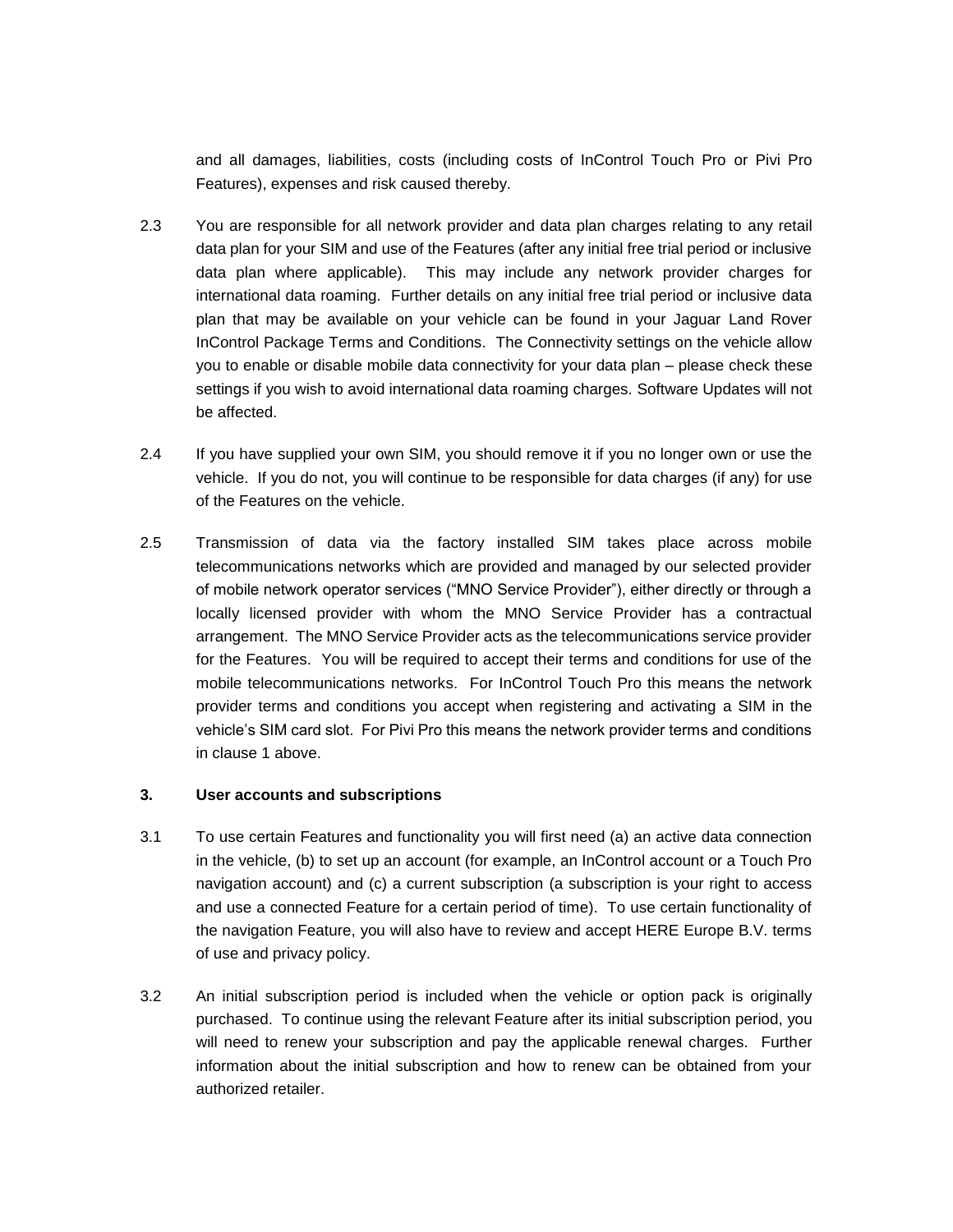and all damages, liabilities, costs (including costs of InControl Touch Pro or Pivi Pro Features), expenses and risk caused thereby.

2.3 You are responsible for all network provider and data plan charges relating to any retail data plan for your SIM and use of the Features (after any initial free trial period or inclusive data plan where applicable). This may include any network provider charges for international data roaming. Further details on any initial free trial period or inclusive data plan that may be available on your vehicle can be found in your Jaguar Land Rover InControl Package Terms and Conditions. The Connectivity settings on the vehicle allow you to enable or disable mobile data connectivity for your data plan – please check these settings if you wish to avoid international data roaming charges. Software Updates will not be affected.

2.4 If you have supplied your own SIM, you should remove it if you no longer own or use the vehicle. If you do not, you will continue to be responsible for data charges (if any) for use of the Features on the vehicle.

2.5 Transmission of data via the factory installed SIM takes place across mobile telecommunications networks which are provided and managed by our selected provider of mobile network operator services ("MNO Service Provider"), either directly or through a locally licensed provider with whom the MNO Service Provider has a contractual arrangement. The MNO Service Provider acts as the telecommunications service provider for the Features. You will be required to accept their terms and conditions for use of the mobile telecommunications networks. For InControl Touch Pro this means the network provider terms and conditions you accept when registering and activating a SIM in the vehicle's SIM card slot. For Pivi Pro this means the network provider terms and conditions in clause 1 above.

### 3. User accounts and subscriptions

3.1 To use certain Features and functionality you will first need (a) an active data connection in the vehicle, (b) to set up an account (for example, an InControl account or a Touch Pro navigation account) and (c) a current subscription (a subscription is your right to access and use a connected Feature for a certain period of time). To use certain functionality of the navigation Feature, you will also have to review and accept HERE Europe B.V. terms of use and privacy policy.

3.2 An initial subscription period is included when the vehicle or option pack is originally purchased. To continue using the relevant Feature after its initial subscription period, you will need to renew your subscription and pay the applicable renewal charges. Further information about the initial subscription and how to renew can be obtained from your authorized retailer.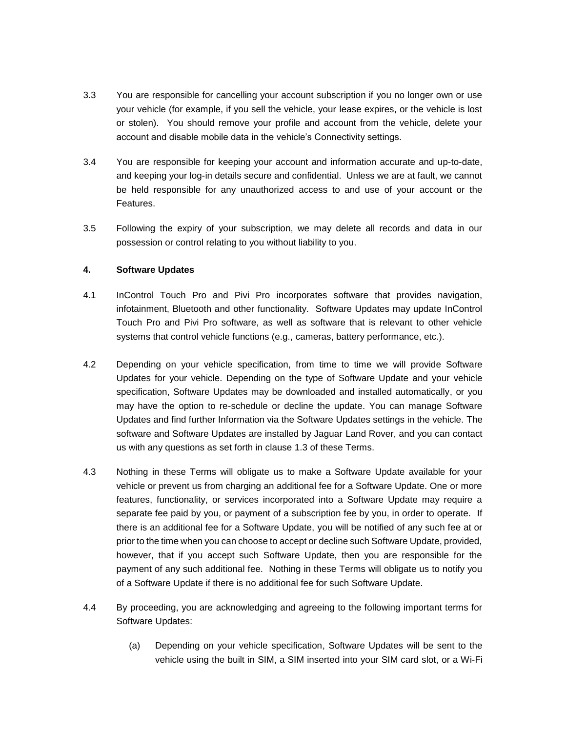3.3 You are responsible for cancelling your account subscription if you no longer own or use your vehicle (for example, if you sell the vehicle, your lease expires, or the vehicle is lost or stolen). You should remove your profile and account from the vehicle, delete your account and disable mobile data in the vehicle's Connectivity settings.

3.4 You are responsible for keeping your account and information accurate and up-to-date, and keeping your log-in details secure and confidential. Unless we are at fault, we cannot be held responsible for any unauthorized access to and use of your account or the Features.

3.5 Following the expiry of your subscription, we may delete all records and data in our possession or control relating to you without liability to you.

**4. Software Updates**

4.1 InControl Touch Pro and Pivi Pro incorporates software that provides navigation, infotainment, Bluetooth and other functionality. Software Updates may update InControl Touch Pro and Pivi Pro software, as well as software that is relevant to other vehicle systems that control vehicle functions (e.g., cameras, battery performance, etc.).

4.2 Depending on your vehicle specification, from time to time we will provide Software Updates for your vehicle. Depending on the type of Software Update and your vehicle specification, Software Updates may be downloaded and installed automatically, or you may have the option to re-schedule or decline the update. You can manage Software Updates and find further Information via the Software Updates settings in the vehicle. The software and Software Updates are installed by Jaguar Land Rover, and you can contact us with any questions as set forth in clause 1.3 of these Terms.

4.3 Nothing in these Terms will obligate us to make a Software Update available for your vehicle or prevent us from charging an additional fee for a Software Update. One or more features, functionality, or services incorporated into a Software Update may require a separate fee paid by you, or payment of a subscription fee by you, in order to operate. If there is an additional fee for a Software Update, you will be notified of any such fee at or prior to the time when you can choose to accept or decline such Software Update, provided, however, that if you accept such Software Update, then you are responsible for the payment of any such additional fee. Nothing in these Terms will obligate us to notify you of a Software Update if there is no additional fee for such Software Update.

4.4 By proceeding, you are acknowledging and agreeing to the following important terms for Software Updates:

(a) Depending on your vehicle specification, Software Updates will be sent to the vehicle using the built in SIM, a SIM inserted into your SIM card slot, or a Wi-Fi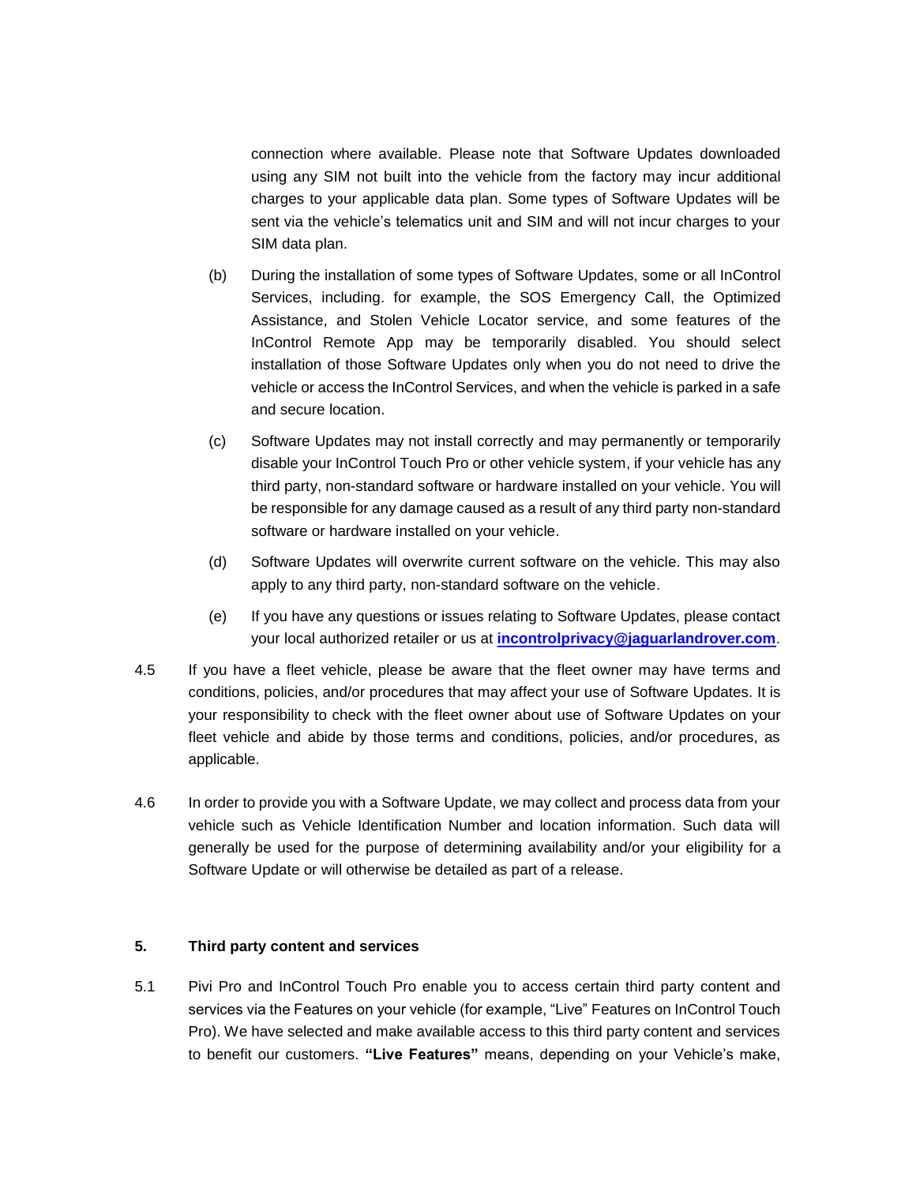connection where available. Please note that Software Updates downloaded using any SIM not built into the vehicle from the factory may incur additional charges to your applicable data plan. Some types of Software Updates will be sent via the vehicle's telematics unit and SIM and will not incur charges to your SIM data plan.

(b) During the installation of some types of Software Updates, some or all InControl Services, including. for example, the SOS Emergency Call, the Optimized Assistance, and Stolen Vehicle Locator service, and some features of the InControl Remote App may be temporarily disabled. You should select installation of those Software Updates only when you do not need to drive the vehicle or access the InControl Services, and when the vehicle is parked in a safe and secure location.

(c) Software Updates may not install correctly and may permanently or temporarily disable your InControl Touch Pro or other vehicle system, if your vehicle has any third party, non-standard software or hardware installed on your vehicle. You will be responsible for any damage caused as a result of any third party non-standard software or hardware installed on your vehicle.

(d) Software Updates will overwrite current software on the vehicle. This may also apply to any third party, non-standard software on the vehicle.

(e) If you have any questions or issues relating to Software Updates, please contact your local authorized retailer or us at **incontrolprivacy@jaguarlandrover.com**.

4.5 If you have a fleet vehicle, please be aware that the fleet owner may have terms and conditions, policies, and/or procedures that may affect your use of Software Updates. It is your responsibility to check with the fleet owner about use of Software Updates on your fleet vehicle and abide by those terms and conditions, policies, and/or procedures, as applicable.

4.6 In order to provide you with a Software Update, we may collect and process data from your vehicle such as Vehicle Identification Number and location information. Such data will generally be used for the purpose of determining availability and/or your eligibility for a Software Update or will otherwise be detailed as part of a release.

## 5. Third party content and services

5.1 Pivi Pro and InControl Touch Pro enable you to access certain third party content and services via the Features on your vehicle (for example, "Live" Features on InControl Touch Pro). We have selected and make available access to this third party content and services to benefit our customers. **"Live Features"** means, depending on your Vehicle's make,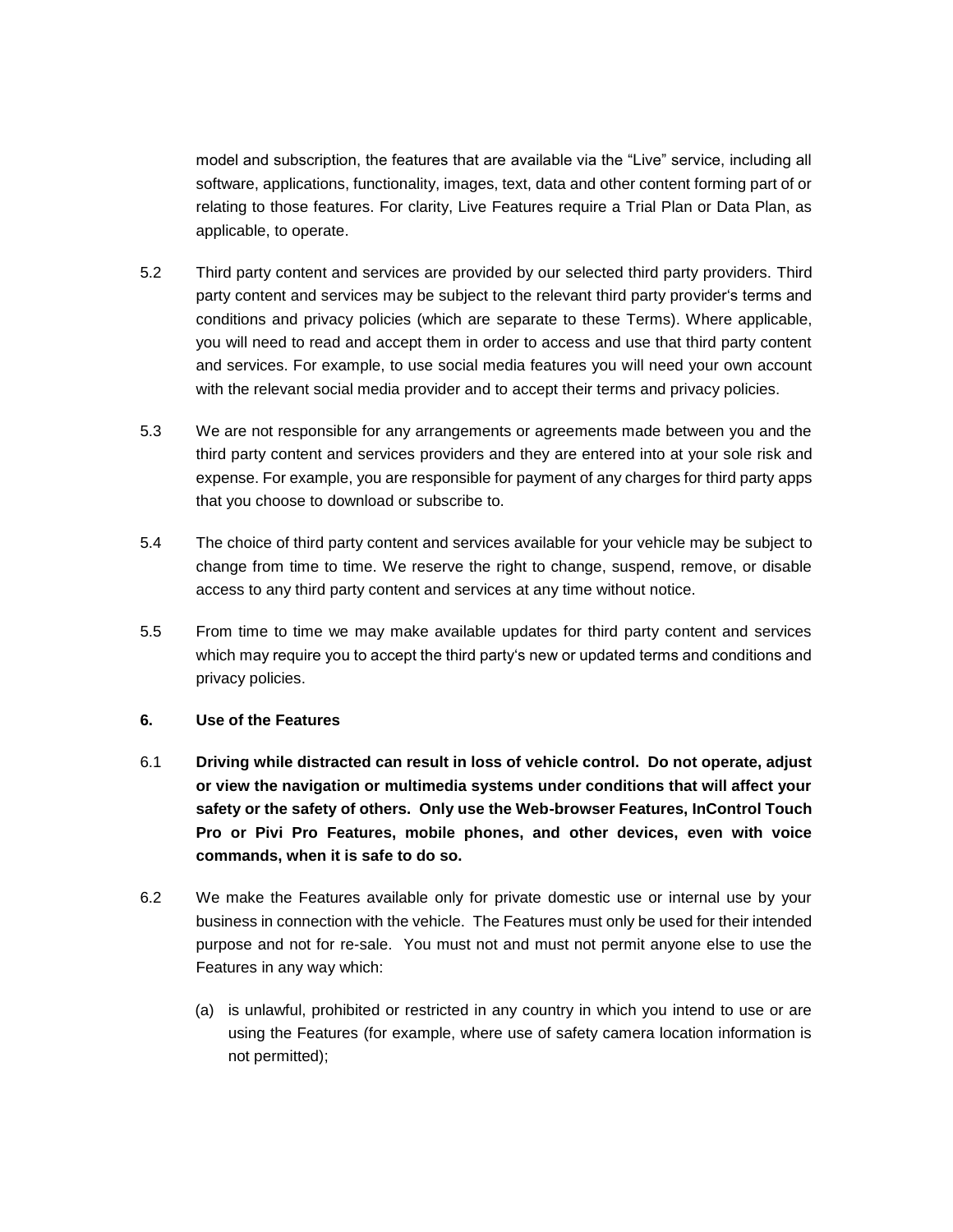model and subscription, the features that are available via the "Live" service, including all software, applications, functionality, images, text, data and other content forming part of or relating to those features. For clarity, Live Features require a Trial Plan or Data Plan, as applicable, to operate.

5.2 Third party content and services are provided by our selected third party providers. Third party content and services may be subject to the relevant third party provider's terms and conditions and privacy policies (which are separate to these Terms). Where applicable, you will need to read and accept them in order to access and use that third party content and services. For example, to use social media features you will need your own account with the relevant social media provider and to accept their terms and privacy policies.

5.3 We are not responsible for any arrangements or agreements made between you and the third party content and services providers and they are entered into at your sole risk and expense. For example, you are responsible for payment of any charges for third party apps that you choose to download or subscribe to.

5.4 The choice of third party content and services available for your vehicle may be subject to change from time to time. We reserve the right to change, suspend, remove, or disable access to any third party content and services at any time without notice.

5.5 From time to time we may make available updates for third party content and services which may require you to accept the third party's new or updated terms and conditions and privacy policies.

## 6. Use of the Features

6.1 **Driving while distracted can result in loss of vehicle control. Do not operate, adjust or view the navigation or multimedia systems under conditions that will affect your safety or the safety of others. Only use the Web-browser Features, InControl Touch Pro or Pivi Pro Features, mobile phones, and other devices, even with voice commands, when it is safe to do so.**

6.2 We make the Features available only for private domestic use or internal use by your business in connection with the vehicle. The Features must only be used for their intended purpose and not for re-sale. You must not and must not permit anyone else to use the Features in any way which:

(a) is unlawful, prohibited or restricted in any country in which you intend to use or are using the Features (for example, where use of safety camera location information is not permitted);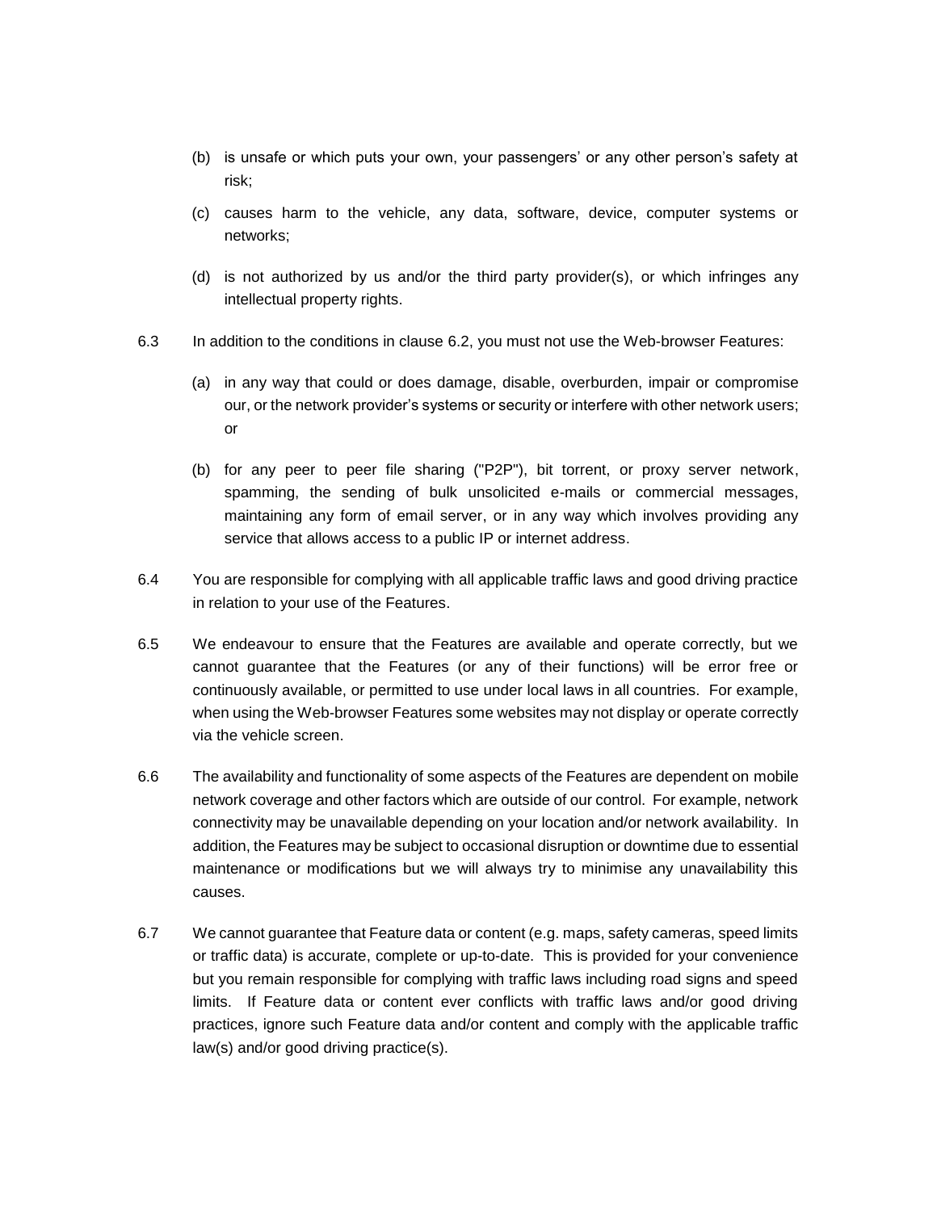(b) is unsafe or which puts your own, your passengers' or any other person's safety at risk;

(c) causes harm to the vehicle, any data, software, device, computer systems or networks;

(d) is not authorized by us and/or the third party provider(s), or which infringes any intellectual property rights.

6.3 In addition to the conditions in clause 6.2, you must not use the Web-browser Features:

(a) in any way that could or does damage, disable, overburden, impair or compromise our, or the network provider's systems or security or interfere with other network users; or

(b) for any peer to peer file sharing ("P2P"), bit torrent, or proxy server network, spamming, the sending of bulk unsolicited e-mails or commercial messages, maintaining any form of email server, or in any way which involves providing any service that allows access to a public IP or internet address.

6.4 You are responsible for complying with all applicable traffic laws and good driving practice in relation to your use of the Features.

6.5 We endeavour to ensure that the Features are available and operate correctly, but we cannot guarantee that the Features (or any of their functions) will be error free or continuously available, or permitted to use under local laws in all countries. For example, when using the Web-browser Features some websites may not display or operate correctly via the vehicle screen.

6.6 The availability and functionality of some aspects of the Features are dependent on mobile network coverage and other factors which are outside of our control. For example, network connectivity may be unavailable depending on your location and/or network availability. In addition, the Features may be subject to occasional disruption or downtime due to essential maintenance or modifications but we will always try to minimise any unavailability this causes.

6.7 We cannot guarantee that Feature data or content (e.g. maps, safety cameras, speed limits or traffic data) is accurate, complete or up-to-date. This is provided for your convenience but you remain responsible for complying with traffic laws including road signs and speed limits. If Feature data or content ever conflicts with traffic laws and/or good driving practices, ignore such Feature data and/or content and comply with the applicable traffic law(s) and/or good driving practice(s).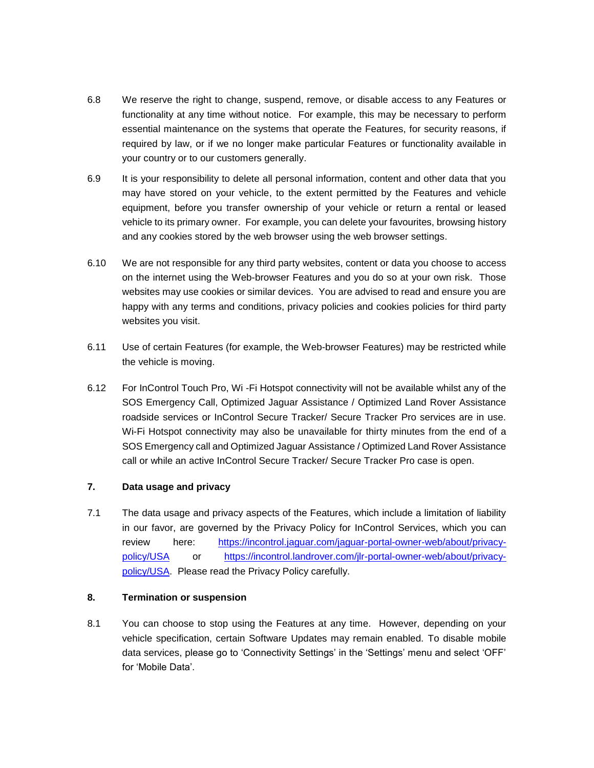6.8 We reserve the right to change, suspend, remove, or disable access to any Features or functionality at any time without notice. For example, this may be necessary to perform essential maintenance on the systems that operate the Features, for security reasons, if required by law, or if we no longer make particular Features or functionality available in your country or to our customers generally.

6.9 It is your responsibility to delete all personal information, content and other data that you may have stored on your vehicle, to the extent permitted by the Features and vehicle equipment, before you transfer ownership of your vehicle or return a rental or leased vehicle to its primary owner. For example, you can delete your favourites, browsing history and any cookies stored by the web browser using the web browser settings.

6.10 We are not responsible for any third party websites, content or data you choose to access on the internet using the Web-browser Features and you do so at your own risk. Those websites may use cookies or similar devices. You are advised to read and ensure you are happy with any terms and conditions, privacy policies and cookies policies for third party websites you visit.

6.11 Use of certain Features (for example, the Web-browser Features) may be restricted while the vehicle is moving.

6.12 For InControl Touch Pro, Wi -Fi Hotspot connectivity will not be available whilst any of the SOS Emergency Call, Optimized Jaguar Assistance / Optimized Land Rover Assistance roadside services or InControl Secure Tracker/ Secure Tracker Pro services are in use. Wi-Fi Hotspot connectivity may also be unavailable for thirty minutes from the end of a SOS Emergency call and Optimized Jaguar Assistance / Optimized Land Rover Assistance call or while an active InControl Secure Tracker/ Secure Tracker Pro case is open.

**7. Data usage and privacy**

7.1 The data usage and privacy aspects of the Features, which include a limitation of liability in our favor, are governed by the Privacy Policy for InControl Services, which you can review here: https://incontrol.jaguar.com/jaguar-portal-owner-web/about/privacy-policy/USA or https://incontrol.landrover.com/jlr-portal-owner-web/about/privacy-policy/USA. Please read the Privacy Policy carefully.

**8. Termination or suspension**

8.1 You can choose to stop using the Features at any time. However, depending on your vehicle specification, certain Software Updates may remain enabled. To disable mobile data services, please go to 'Connectivity Settings' in the 'Settings' menu and select 'OFF' for 'Mobile Data'.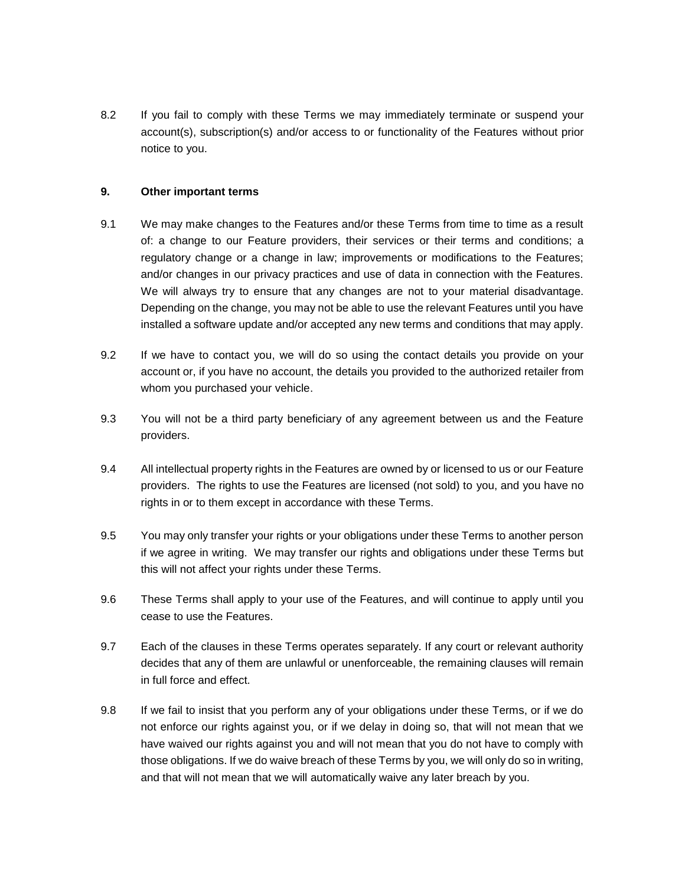8.2 If you fail to comply with these Terms we may immediately terminate or suspend your account(s), subscription(s) and/or access to or functionality of the Features without prior notice to you.

**9. Other important terms**

9.1 We may make changes to the Features and/or these Terms from time to time as a result of: a change to our Feature providers, their services or their terms and conditions; a regulatory change or a change in law; improvements or modifications to the Features; and/or changes in our privacy practices and use of data in connection with the Features. We will always try to ensure that any changes are not to your material disadvantage. Depending on the change, you may not be able to use the relevant Features until you have installed a software update and/or accepted any new terms and conditions that may apply.

9.2 If we have to contact you, we will do so using the contact details you provide on your account or, if you have no account, the details you provided to the authorized retailer from whom you purchased your vehicle.

9.3 You will not be a third party beneficiary of any agreement between us and the Feature providers.

9.4 All intellectual property rights in the Features are owned by or licensed to us or our Feature providers. The rights to use the Features are licensed (not sold) to you, and you have no rights in or to them except in accordance with these Terms.

9.5 You may only transfer your rights or your obligations under these Terms to another person if we agree in writing. We may transfer our rights and obligations under these Terms but this will not affect your rights under these Terms.

9.6 These Terms shall apply to your use of the Features, and will continue to apply until you cease to use the Features.

9.7 Each of the clauses in these Terms operates separately. If any court or relevant authority decides that any of them are unlawful or unenforceable, the remaining clauses will remain in full force and effect.

9.8 If we fail to insist that you perform any of your obligations under these Terms, or if we do not enforce our rights against you, or if we delay in doing so, that will not mean that we have waived our rights against you and will not mean that you do not have to comply with those obligations. If we do waive breach of these Terms by you, we will only do so in writing, and that will not mean that we will automatically waive any later breach by you.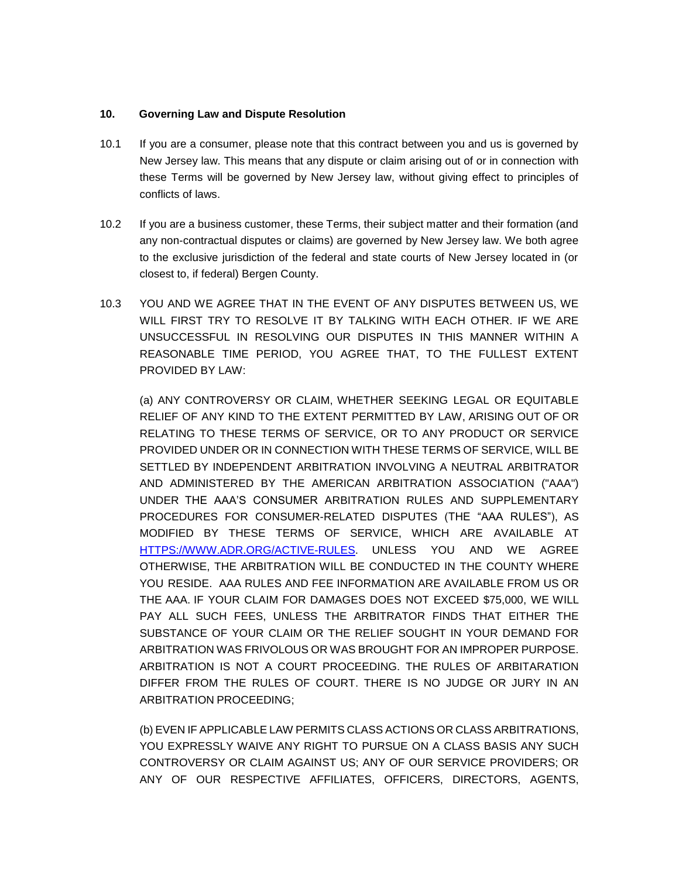## 10. Governing Law and Dispute Resolution

10.1 If you are a consumer, please note that this contract between you and us is governed by New Jersey law. This means that any dispute or claim arising out of or in connection with these Terms will be governed by New Jersey law, without giving effect to principles of conflicts of laws.

10.2 If you are a business customer, these Terms, their subject matter and their formation (and any non-contractual disputes or claims) are governed by New Jersey law. We both agree to the exclusive jurisdiction of the federal and state courts of New Jersey located in (or closest to, if federal) Bergen County.

10.3 YOU AND WE AGREE THAT IN THE EVENT OF ANY DISPUTES BETWEEN US, WE WILL FIRST TRY TO RESOLVE IT BY TALKING WITH EACH OTHER. IF WE ARE UNSUCCESSFUL IN RESOLVING OUR DISPUTES IN THIS MANNER WITHIN A REASONABLE TIME PERIOD, YOU AGREE THAT, TO THE FULLEST EXTENT PROVIDED BY LAW:

(a) ANY CONTROVERSY OR CLAIM, WHETHER SEEKING LEGAL OR EQUITABLE RELIEF OF ANY KIND TO THE EXTENT PERMITTED BY LAW, ARISING OUT OF OR RELATING TO THESE TERMS OF SERVICE, OR TO ANY PRODUCT OR SERVICE PROVIDED UNDER OR IN CONNECTION WITH THESE TERMS OF SERVICE, WILL BE SETTLED BY INDEPENDENT ARBITRATION INVOLVING A NEUTRAL ARBITRATOR AND ADMINISTERED BY THE AMERICAN ARBITRATION ASSOCIATION ("AAA") UNDER THE AAA'S CONSUMER ARBITRATION RULES AND SUPPLEMENTARY PROCEDURES FOR CONSUMER-RELATED DISPUTES (THE "AAA RULES"), AS MODIFIED BY THESE TERMS OF SERVICE, WHICH ARE AVAILABLE AT [HTTPS://WWW.ADR.ORG/ACTIVE-RULES](HTTPS://WWW.ADR.ORG/ACTIVE-RULES). UNLESS YOU AND WE AGREE OTHERWISE, THE ARBITRATION WILL BE CONDUCTED IN THE COUNTY WHERE YOU RESIDE. AAA RULES AND FEE INFORMATION ARE AVAILABLE FROM US OR THE AAA. IF YOUR CLAIM FOR DAMAGES DOES NOT EXCEED $75,000, WE WILL PAY ALL SUCH FEES, UNLESS THE ARBITRATOR FINDS THAT EITHER THE SUBSTANCE OF YOUR CLAIM OR THE RELIEF SOUGHT IN YOUR DEMAND FOR ARBITRATION WAS FRIVOLOUS OR WAS BROUGHT FOR AN IMPROPER PURPOSE. ARBITRATION IS NOT A COURT PROCEEDING. THE RULES OF ARBITARATION DIFFER FROM THE RULES OF COURT. THERE IS NO JUDGE OR JURY IN AN ARBITRATION PROCEEDING;

(b) EVEN IF APPLICABLE LAW PERMITS CLASS ACTIONS OR CLASS ARBITRATIONS, YOU EXPRESSLY WAIVE ANY RIGHT TO PURSUE ON A CLASS BASIS ANY SUCH CONTROVERSY OR CLAIM AGAINST US; ANY OF OUR SERVICE PROVIDERS; OR ANY OF OUR RESPECTIVE AFFILIATES, OFFICERS, DIRECTORS, AGENTS,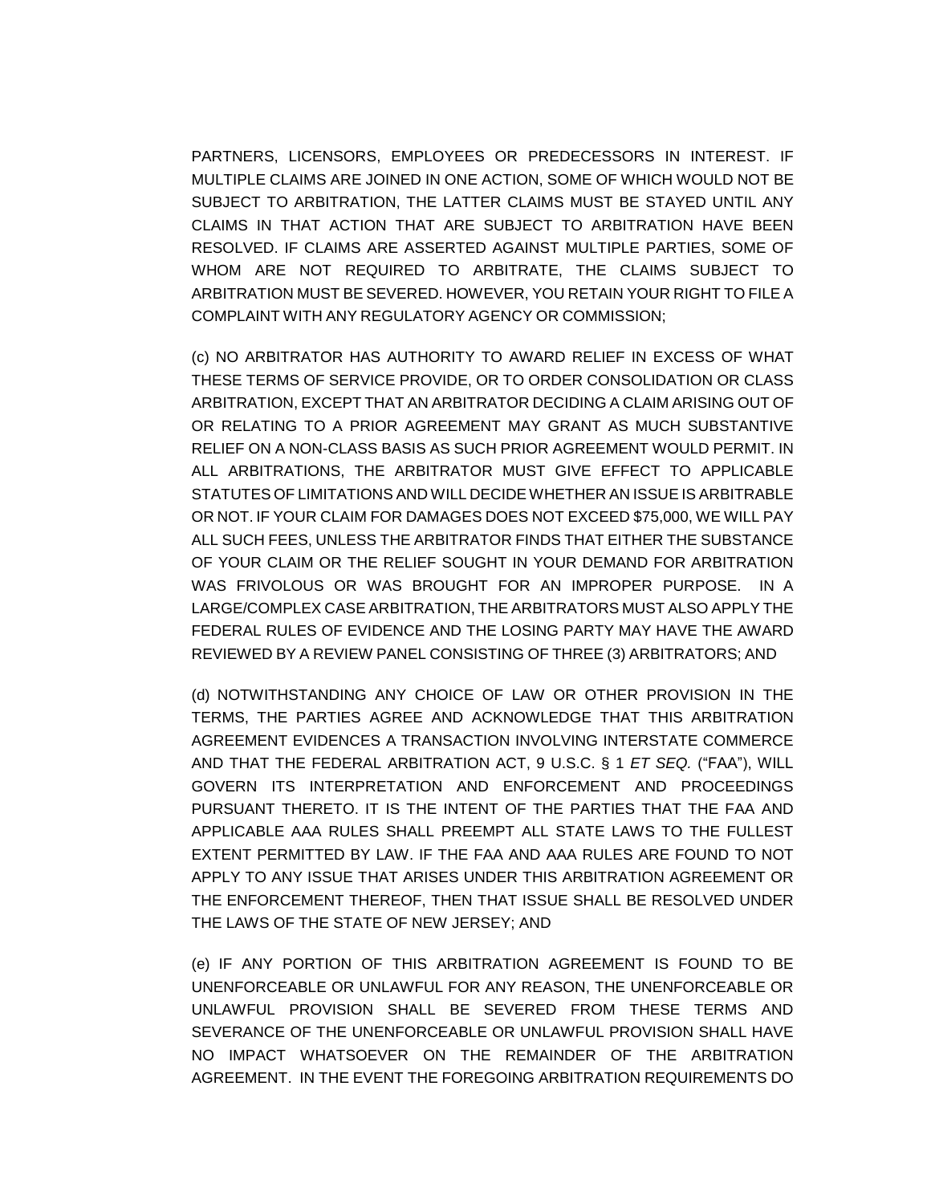PARTNERS, LICENSORS, EMPLOYEES OR PREDECESSORS IN INTEREST. IF MULTIPLE CLAIMS ARE JOINED IN ONE ACTION, SOME OF WHICH WOULD NOT BE SUBJECT TO ARBITRATION, THE LATTER CLAIMS MUST BE STAYED UNTIL ANY CLAIMS IN THAT ACTION THAT ARE SUBJECT TO ARBITRATION HAVE BEEN RESOLVED. IF CLAIMS ARE ASSERTED AGAINST MULTIPLE PARTIES, SOME OF WHOM ARE NOT REQUIRED TO ARBITRATE, THE CLAIMS SUBJECT TO ARBITRATION MUST BE SEVERED. HOWEVER, YOU RETAIN YOUR RIGHT TO FILE A COMPLAINT WITH ANY REGULATORY AGENCY OR COMMISSION;

(c) NO ARBITRATOR HAS AUTHORITY TO AWARD RELIEF IN EXCESS OF WHAT THESE TERMS OF SERVICE PROVIDE, OR TO ORDER CONSOLIDATION OR CLASS ARBITRATION, EXCEPT THAT AN ARBITRATOR DECIDING A CLAIM ARISING OUT OF OR RELATING TO A PRIOR AGREEMENT MAY GRANT AS MUCH SUBSTANTIVE RELIEF ON A NON-CLASS BASIS AS SUCH PRIOR AGREEMENT WOULD PERMIT. IN ALL ARBITRATIONS, THE ARBITRATOR MUST GIVE EFFECT TO APPLICABLE STATUTES OF LIMITATIONS AND WILL DECIDE WHETHER AN ISSUE IS ARBITRABLE OR NOT. IF YOUR CLAIM FOR DAMAGES DOES NOT EXCEED $75,000, WE WILL PAY ALL SUCH FEES, UNLESS THE ARBITRATOR FINDS THAT EITHER THE SUBSTANCE OF YOUR CLAIM OR THE RELIEF SOUGHT IN YOUR DEMAND FOR ARBITRATION WAS FRIVOLOUS OR WAS BROUGHT FOR AN IMPROPER PURPOSE. IN A LARGE/COMPLEX CASE ARBITRATION, THE ARBITRATORS MUST ALSO APPLY THE FEDERAL RULES OF EVIDENCE AND THE LOSING PARTY MAY HAVE THE AWARD REVIEWED BY A REVIEW PANEL CONSISTING OF THREE (3) ARBITRATORS; AND

(d) NOTWITHSTANDING ANY CHOICE OF LAW OR OTHER PROVISION IN THE TERMS, THE PARTIES AGREE AND ACKNOWLEDGE THAT THIS ARBITRATION AGREEMENT EVIDENCES A TRANSACTION INVOLVING INTERSTATE COMMERCE AND THAT THE FEDERAL ARBITRATION ACT, 9 U.S.C. § 1 *ET SEQ.* ("FAA"), WILL GOVERN ITS INTERPRETATION AND ENFORCEMENT AND PROCEEDINGS PURSUANT THERETO. IT IS THE INTENT OF THE PARTIES THAT THE FAA AND APPLICABLE AAA RULES SHALL PREEMPT ALL STATE LAWS TO THE FULLEST EXTENT PERMITTED BY LAW. IF THE FAA AND AAA RULES ARE FOUND TO NOT APPLY TO ANY ISSUE THAT ARISES UNDER THIS ARBITRATION AGREEMENT OR THE ENFORCEMENT THEREOF, THEN THAT ISSUE SHALL BE RESOLVED UNDER THE LAWS OF THE STATE OF NEW JERSEY; AND

(e) IF ANY PORTION OF THIS ARBITRATION AGREEMENT IS FOUND TO BE UNENFORCEABLE OR UNLAWFUL FOR ANY REASON, THE UNENFORCEABLE OR UNLAWFUL PROVISION SHALL BE SEVERED FROM THESE TERMS AND SEVERANCE OF THE UNENFORCEABLE OR UNLAWFUL PROVISION SHALL HAVE NO IMPACT WHATSOEVER ON THE REMAINDER OF THE ARBITRATION AGREEMENT. IN THE EVENT THE FOREGOING ARBITRATION REQUIREMENTS DO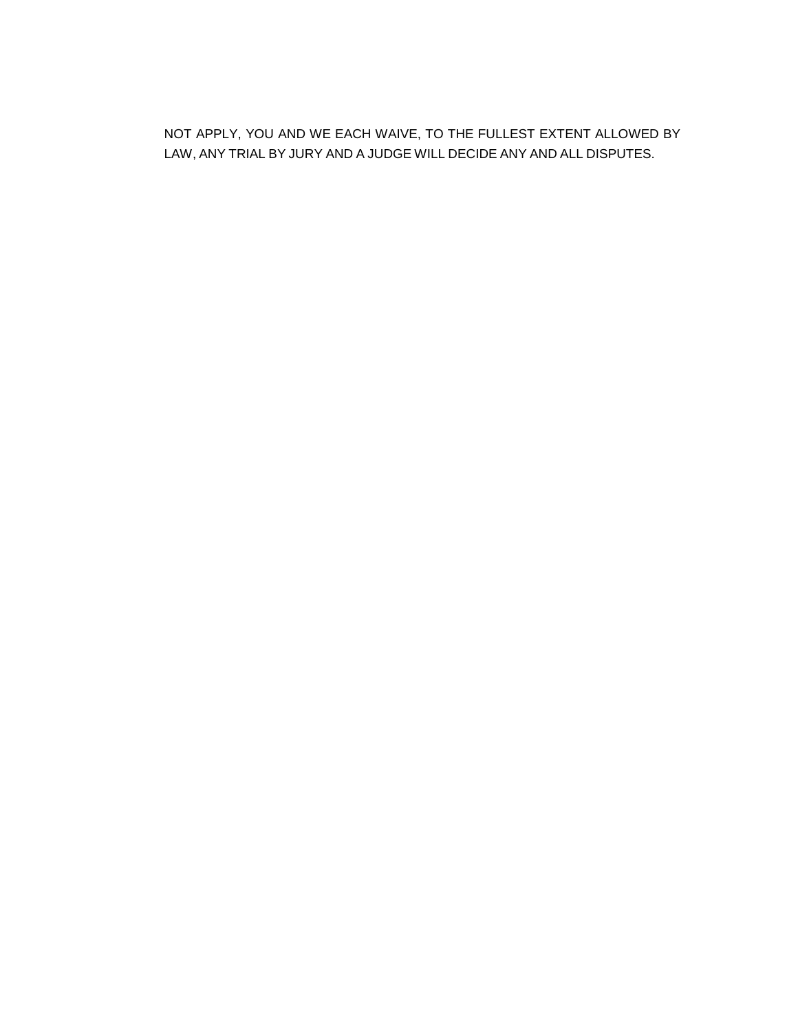NOT APPLY, YOU AND WE EACH WAIVE, TO THE FULLEST EXTENT ALLOWED BY LAW, ANY TRIAL BY JURY AND A JUDGE WILL DECIDE ANY AND ALL DISPUTES.